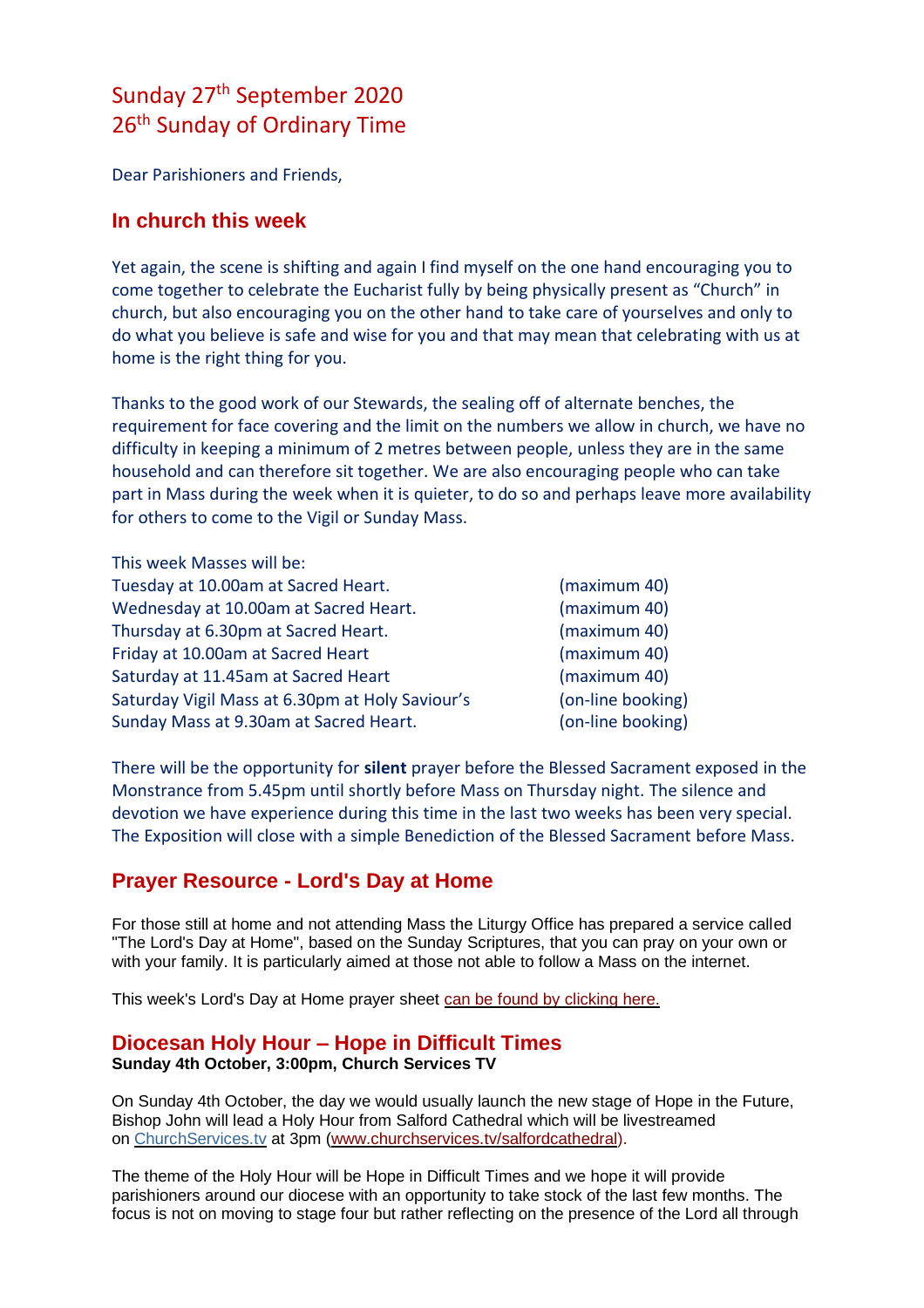# Sunday 27th September 2020
# 26th Sunday of Ordinary Time

Dear Parishioners and Friends,

## In church this week

Yet again, the scene is shifting and again I find myself on the one hand encouraging you to come together to celebrate the Eucharist fully by being physically present as “Church” in church, but also encouraging you on the other hand to take care of yourselves and only to do what you believe is safe and wise for you and that may mean that celebrating with us at home is the right thing for you.

Thanks to the good work of our Stewards, the sealing off of alternate benches, the requirement for face covering and the limit on the numbers we allow in church, we have no difficulty in keeping a minimum of 2 metres between people, unless they are in the same household and can therefore sit together. We are also encouraging people who can take part in Mass during the week when it is quieter, to do so and perhaps leave more availability for others to come to the Vigil or Sunday Mass.

This week Masses will be:

| | |
|---|---|
| Tuesday at 10.00am at Sacred Heart. | (maximum 40) |
| Wednesday at 10.00am at Sacred Heart. | (maximum 40) |
| Thursday at 6.30pm at Sacred Heart. | (maximum 40) |
| Friday at 10.00am at Sacred Heart | (maximum 40) |
| Saturday at 11.45am at Sacred Heart | (maximum 40) |
| Saturday Vigil Mass at 6.30pm at Holy Saviour’s | (on-line booking) |
| Sunday Mass at 9.30am at Sacred Heart. | (on-line booking) |

There will be the opportunity for **silent** prayer before the Blessed Sacrament exposed in the Monstrance from 5.45pm until shortly before Mass on Thursday night. The silence and devotion we have experience during this time in the last two weeks has been very special. The Exposition will close with a simple Benediction of the Blessed Sacrament before Mass.

## Prayer Resource - Lord's Day at Home

For those still at home and not attending Mass the Liturgy Office has prepared a service called "The Lord's Day at Home", based on the Sunday Scriptures, that you can pray on your own or with your family. It is particularly aimed at those not able to follow a Mass on the internet.

This week's Lord's Day at Home prayer sheet can be found by clicking here.

## Diocesan Holy Hour – Hope in Difficult Times

**Sunday 4th October, 3:00pm, Church Services TV**

On Sunday 4th October, the day we would usually launch the new stage of Hope in the Future, Bishop John will lead a Holy Hour from Salford Cathedral which will be livestreamed on ChurchServices.tv at 3pm (www.churchservices.tv/salfordcathedral).

The theme of the Holy Hour will be Hope in Difficult Times and we hope it will provide parishioners around our diocese with an opportunity to take stock of the last few months. The focus is not on moving to stage four but rather reflecting on the presence of the Lord all through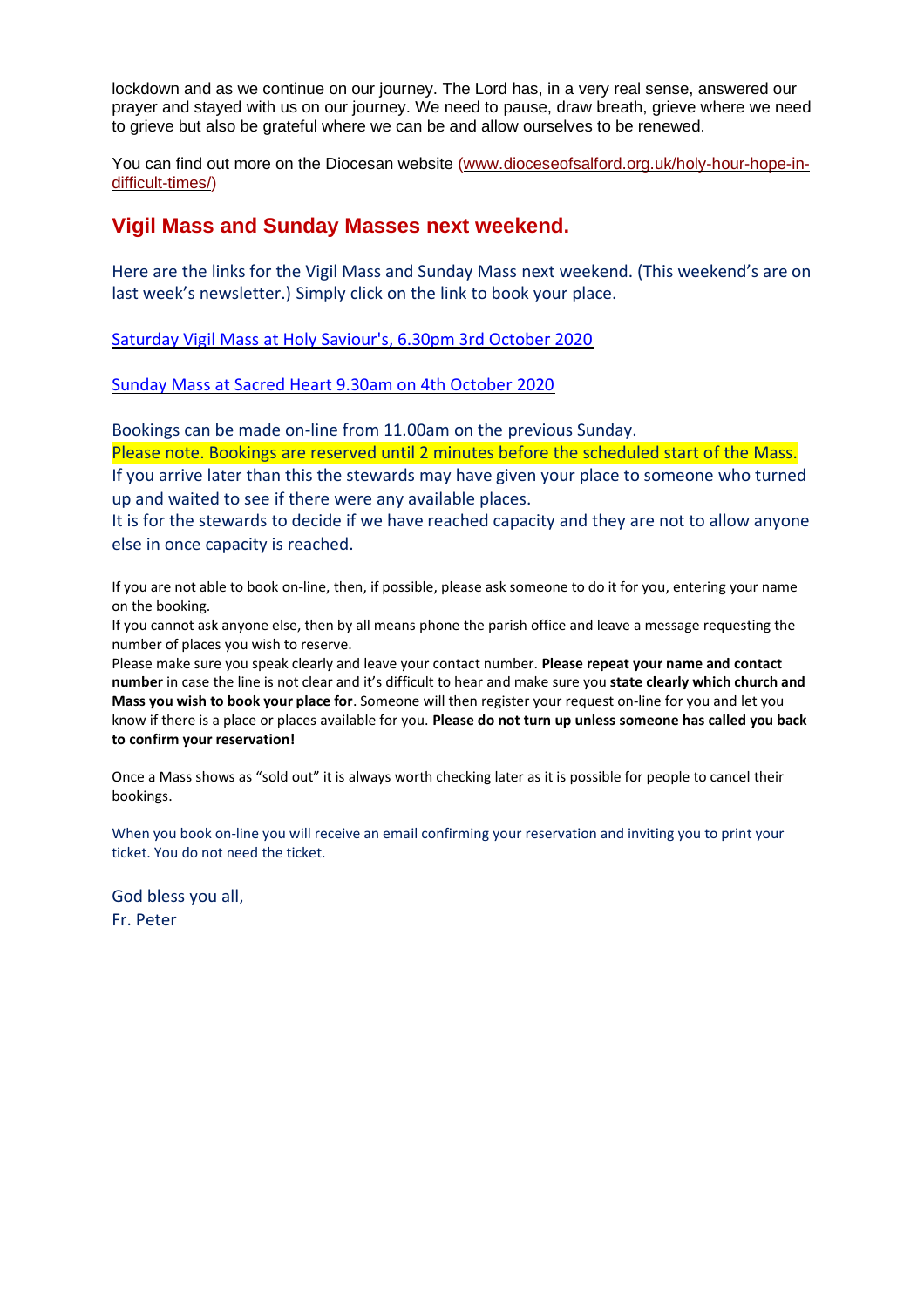lockdown and as we continue on our journey. The Lord has, in a very real sense, answered our prayer and stayed with us on our journey. We need to pause, draw breath, grieve where we need to grieve but also be grateful where we can be and allow ourselves to be renewed.

You can find out more on the Diocesan website (www.dioceseofsalford.org.uk/holy-hour-hope-in-difficult-times/)

## Vigil Mass and Sunday Masses next weekend.

Here are the links for the Vigil Mass and Sunday Mass next weekend. (This weekend's are on last week's newsletter.) Simply click on the link to book your place.

Saturday Vigil Mass at Holy Saviour's, 6.30pm 3rd October 2020

Sunday Mass at Sacred Heart 9.30am on 4th October 2020

Bookings can be made on-line from 11.00am on the previous Sunday.
Please note. Bookings are reserved until 2 minutes before the scheduled start of the Mass.
If you arrive later than this the stewards may have given your place to someone who turned up and waited to see if there were any available places.
It is for the stewards to decide if we have reached capacity and they are not to allow anyone else in once capacity is reached.

If you are not able to book on-line, then, if possible, please ask someone to do it for you, entering your name on the booking.
If you cannot ask anyone else, then by all means phone the parish office and leave a message requesting the number of places you wish to reserve.
Please make sure you speak clearly and leave your contact number. **Please repeat your name and contact number** in case the line is not clear and it's difficult to hear and make sure you **state clearly which church and Mass you wish to book your place for**. Someone will then register your request on-line for you and let you know if there is a place or places available for you. **Please do not turn up unless someone has called you back to confirm your reservation!**

Once a Mass shows as "sold out" it is always worth checking later as it is possible for people to cancel their bookings.

When you book on-line you will receive an email confirming your reservation and inviting you to print your ticket. You do not need the ticket.

God bless you all,
Fr. Peter